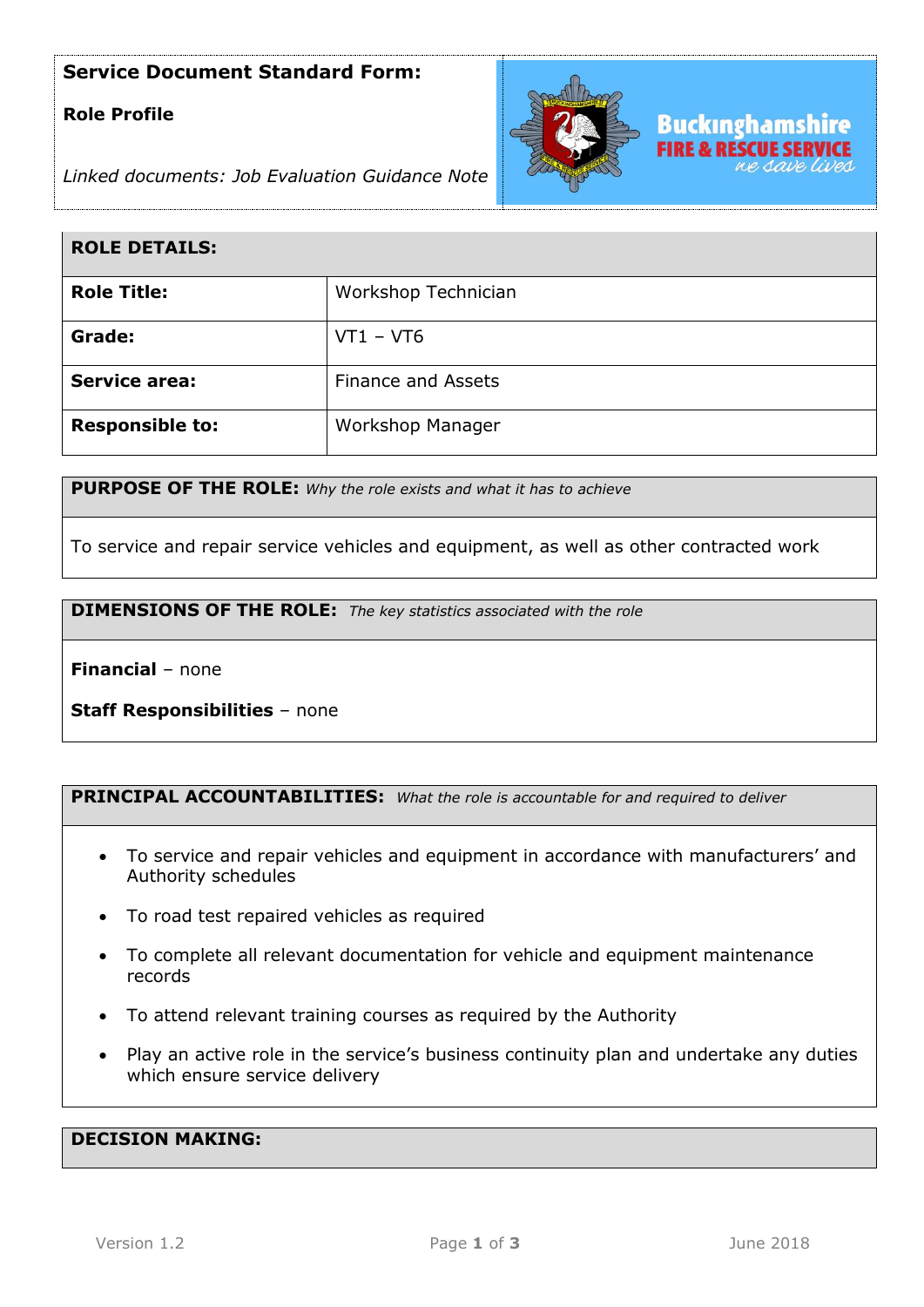**Service Document Standard Form:**

**Role Profile**

*Linked documents: Job Evaluation Guidance Note*

Buckinghamshire FIRE & RESCUE SERVICE *we save lives*

| **ROLE DETAILS:** | |
|---|---|
| **Role Title:** | Workshop Technician |
| **Grade:** | VT1 – VT6 |
| **Service area:** | Finance and Assets |
| **Responsible to:** | Workshop Manager |

**PURPOSE OF THE ROLE:** *Why the role exists and what it has to achieve*

To service and repair service vehicles and equipment, as well as other contracted work

**DIMENSIONS OF THE ROLE:** *The key statistics associated with the role*

**Financial** – none

**Staff Responsibilities** – none

**PRINCIPAL ACCOUNTABILITIES:** *What the role is accountable for and required to deliver*

- To service and repair vehicles and equipment in accordance with manufacturers' and Authority schedules
- To road test repaired vehicles as required
- To complete all relevant documentation for vehicle and equipment maintenance records
- To attend relevant training courses as required by the Authority
- Play an active role in the service's business continuity plan and undertake any duties which ensure service delivery

**DECISION MAKING:**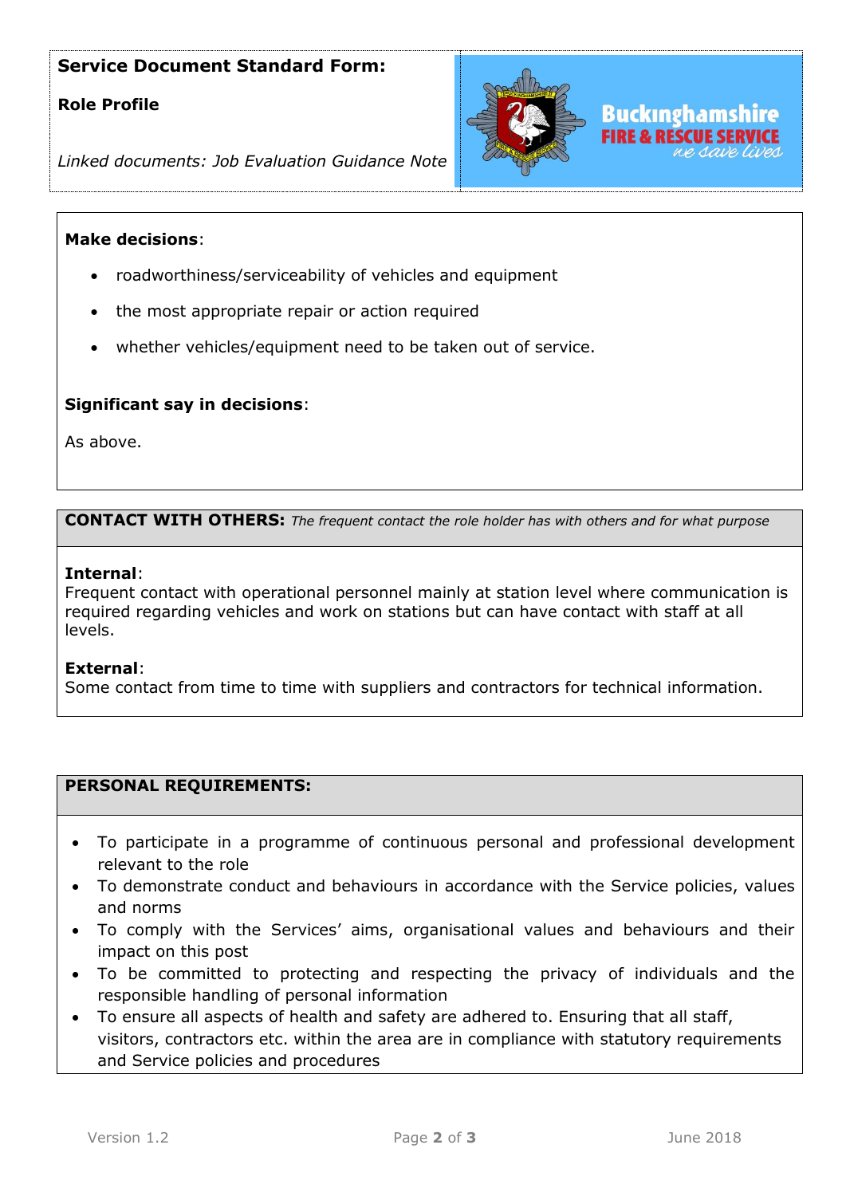**Service Document Standard Form:**

**Role Profile**

*Linked documents: Job Evaluation Guidance Note*

**Make decisions**:

- roadworthiness/serviceability of vehicles and equipment
- the most appropriate repair or action required
- whether vehicles/equipment need to be taken out of service.

**Significant say in decisions**:

As above.

**CONTACT WITH OTHERS:** *The frequent contact the role holder has with others and for what purpose*

**Internal**:
Frequent contact with operational personnel mainly at station level where communication is required regarding vehicles and work on stations but can have contact with staff at all levels.

**External**:
Some contact from time to time with suppliers and contractors for technical information.

**PERSONAL REQUIREMENTS:**

- To participate in a programme of continuous personal and professional development relevant to the role
- To demonstrate conduct and behaviours in accordance with the Service policies, values and norms
- To comply with the Services' aims, organisational values and behaviours and their impact on this post
- To be committed to protecting and respecting the privacy of individuals and the responsible handling of personal information
- To ensure all aspects of health and safety are adhered to. Ensuring that all staff, visitors, contractors etc. within the area are in compliance with statutory requirements and Service policies and procedures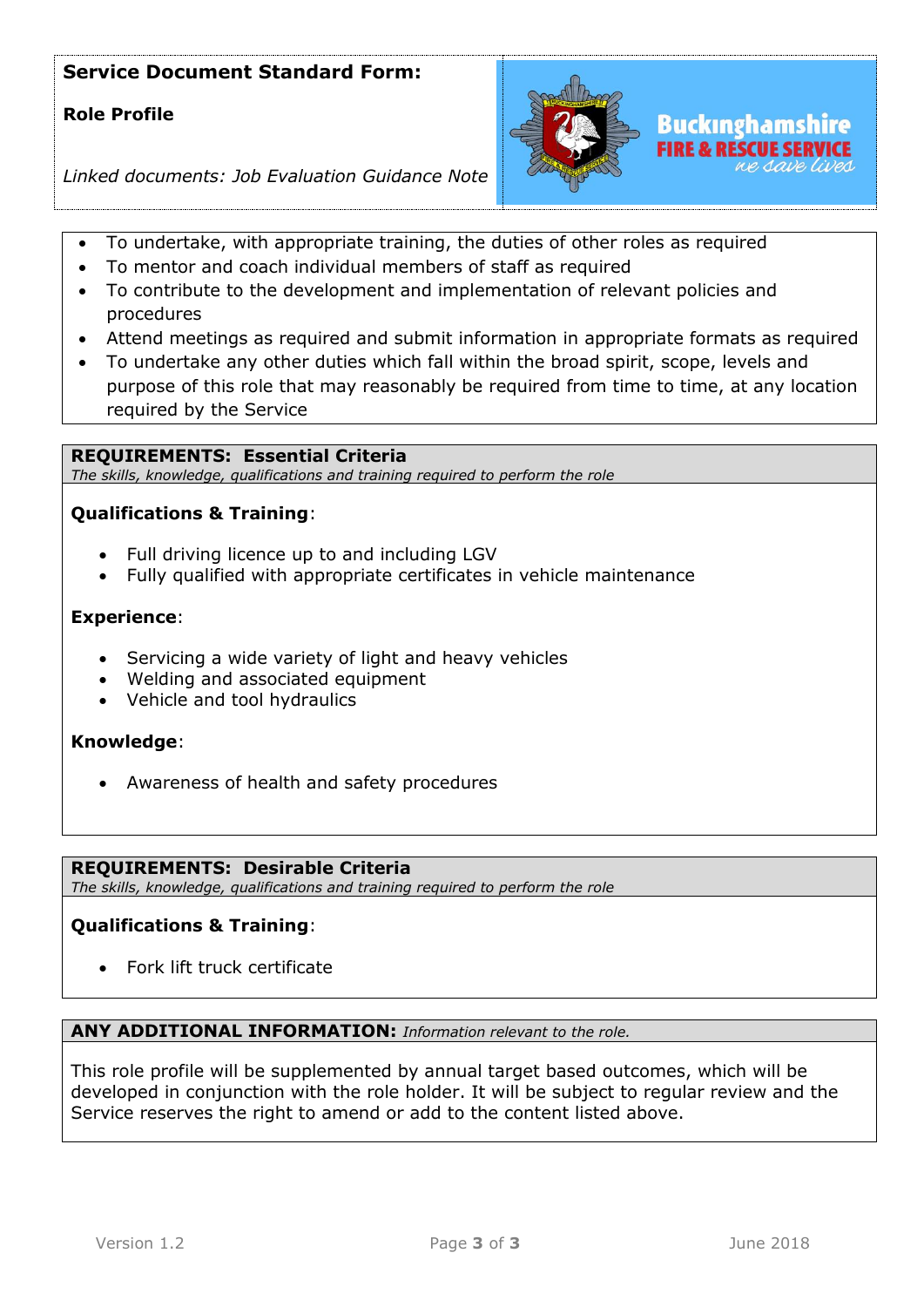- To undertake, with appropriate training, the duties of other roles as required
- To mentor and coach individual members of staff as required
- To contribute to the development and implementation of relevant policies and procedures
- Attend meetings as required and submit information in appropriate formats as required
- To undertake any other duties which fall within the broad spirit, scope, levels and purpose of this role that may reasonably be required from time to time, at any location required by the Service

## REQUIREMENTS: Essential Criteria

*The skills, knowledge, qualifications and training required to perform the role*

**Qualifications & Training**:

- Full driving licence up to and including LGV
- Fully qualified with appropriate certificates in vehicle maintenance

**Experience**:

- Servicing a wide variety of light and heavy vehicles
- Welding and associated equipment
- Vehicle and tool hydraulics

**Knowledge**:

- Awareness of health and safety procedures

## REQUIREMENTS: Desirable Criteria

*The skills, knowledge, qualifications and training required to perform the role*

**Qualifications & Training**:

- Fork lift truck certificate

## ANY ADDITIONAL INFORMATION: *Information relevant to the role.*

This role profile will be supplemented by annual target based outcomes, which will be developed in conjunction with the role holder. It will be subject to regular review and the Service reserves the right to amend or add to the content listed above.